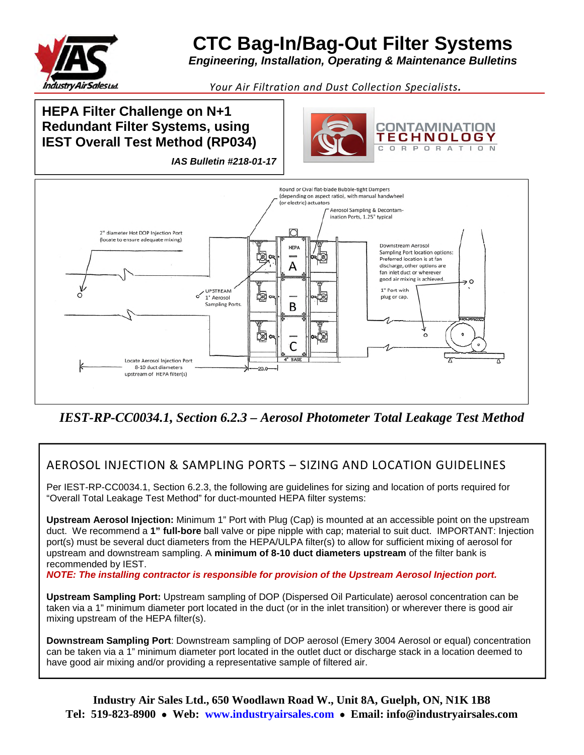# CTC Bag-In/Bag-Out Filter Systems

***Engineering, Installation, Operating & Maintenance Bulletins***

*Your Air Filtration and Dust Collection Specialists.*

## HEPA Filter Challenge on N+1 Redundant Filter Systems, using IEST Overall Test Method (RP034)

***IAS Bulletin #218-01-17***

CONTAMINATION TECHNOLOGY CORPORATION

Round or Oval flat-blade Bubble-tight Dampers (depending on aspect ratio), with manual handwheel (or electric) actuators

Aerosol Sampling & Decontamination Ports, 1.25" typical

2" diameter Hot DOP Injection Port (locate to ensure adequate mixing)

Downstream Aerosol Sampling Port location options: Preferred location is at fan discharge, other options are fan inlet duct or wherever good air mixing is achieved.

UPSTREAM 1" Aerosol Sampling Ports.

1" Port with plug or cap.

HEPA A B C 4" BASE

Locate Aerosol Injection Port 8-10 duct diameters upstream of HEPA filter(s)

20.0

***IEST-RP-CC0034.1, Section 6.2.3 – Aerosol Photometer Total Leakage Test Method***

## AEROSOL INJECTION & SAMPLING PORTS – SIZING AND LOCATION GUIDELINES

Per IEST-RP-CC0034.1, Section 6.2.3, the following are guidelines for sizing and location of ports required for "Overall Total Leakage Test Method" for duct-mounted HEPA filter systems:

**Upstream Aerosol Injection:** Minimum 1" Port with Plug (Cap) is mounted at an accessible point on the upstream duct. We recommend a **1" full-bore** ball valve or pipe nipple with cap; material to suit duct. IMPORTANT: Injection port(s) must be several duct diameters from the HEPA/ULPA filter(s) to allow for sufficient mixing of aerosol for upstream and downstream sampling. A **minimum of 8-10 duct diameters upstream** of the filter bank is recommended by IEST.

***NOTE: The installing contractor is responsible for provision of the Upstream Aerosol Injection port.***

**Upstream Sampling Port:** Upstream sampling of DOP (Dispersed Oil Particulate) aerosol concentration can be taken via a 1" minimum diameter port located in the duct (or in the inlet transition) or wherever there is good air mixing upstream of the HEPA filter(s).

**Downstream Sampling Port**: Downstream sampling of DOP aerosol (Emery 3004 Aerosol or equal) concentration can be taken via a 1" minimum diameter port located in the outlet duct or discharge stack in a location deemed to have good air mixing and/or providing a representative sample of filtered air.

**Industry Air Sales Ltd., 650 Woodlawn Road W., Unit 8A, Guelph, ON, N1K 1B8**
**Tel: 519-823-8900 • Web: www.industryairsales.com • Email: info@industryairsales.com**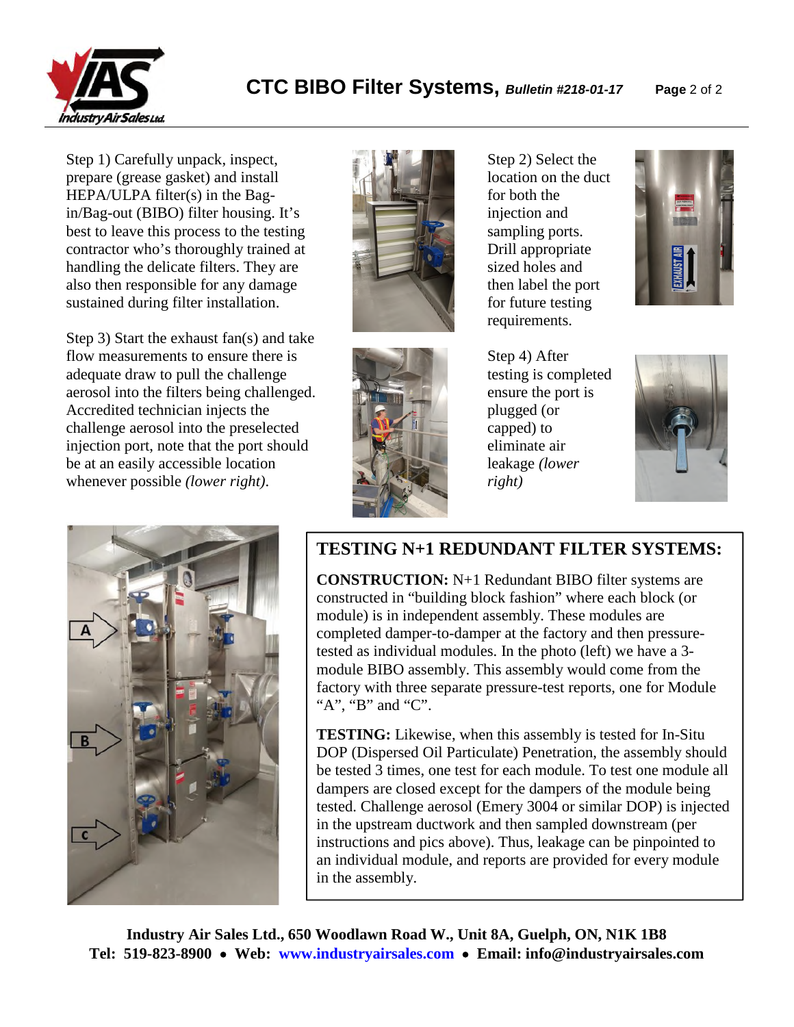Step 1) Carefully unpack, inspect, prepare (grease gasket) and install HEPA/ULPA filter(s) in the Bag-in/Bag-out (BIBO) filter housing. It's best to leave this process to the testing contractor who's thoroughly trained at handling the delicate filters. They are also then responsible for any damage sustained during filter installation.

Step 2) Select the location on the duct for both the injection and sampling ports. Drill appropriate sized holes and then label the port for future testing requirements.

Step 3) Start the exhaust fan(s) and take flow measurements to ensure there is adequate draw to pull the challenge aerosol into the filters being challenged. Accredited technician injects the challenge aerosol into the preselected injection port, note that the port should be at an easily accessible location whenever possible *(lower right)*.

Step 4) After testing is completed ensure the port is plugged (or capped) to eliminate air leakage *(lower right)*

## TESTING N+1 REDUNDANT FILTER SYSTEMS:

**CONSTRUCTION:** N+1 Redundant BIBO filter systems are constructed in "building block fashion" where each block (or module) is in independent assembly. These modules are completed damper-to-damper at the factory and then pressure-tested as individual modules. In the photo (left) we have a 3-module BIBO assembly. This assembly would come from the factory with three separate pressure-test reports, one for Module "A", "B" and "C".

**TESTING:** Likewise, when this assembly is tested for In-Situ DOP (Dispersed Oil Particulate) Penetration, the assembly should be tested 3 times, one test for each module. To test one module all dampers are closed except for the dampers of the module being tested. Challenge aerosol (Emery 3004 or similar DOP) is injected in the upstream ductwork and then sampled downstream (per instructions and pics above). Thus, leakage can be pinpointed to an individual module, and reports are provided for every module in the assembly.

**Industry Air Sales Ltd., 650 Woodlawn Road W., Unit 8A, Guelph, ON, N1K 1B8**
**Tel: 519-823-8900 • Web: www.industryairsales.com • Email: info@industryairsales.com**